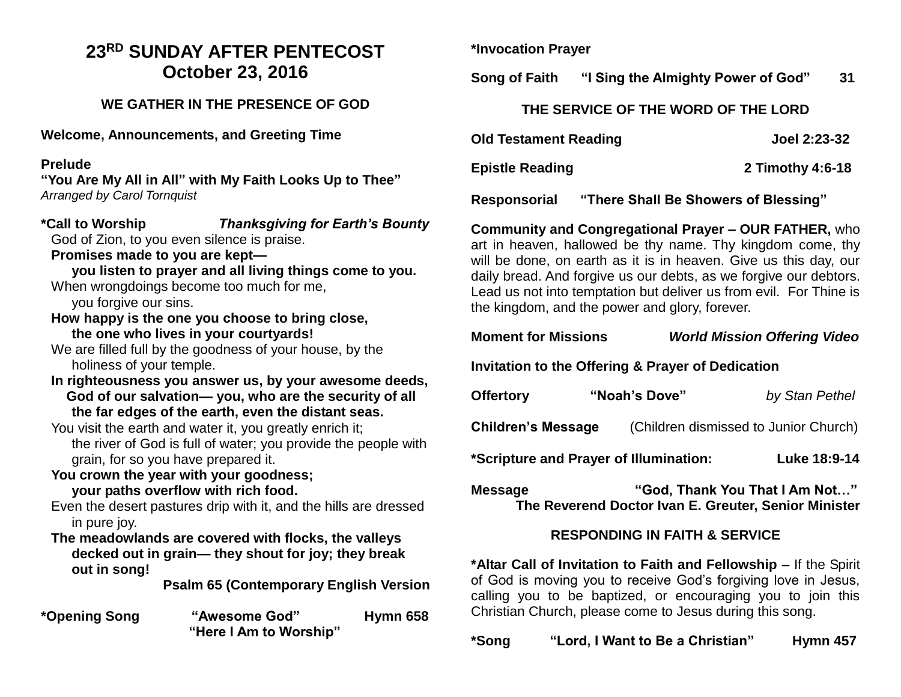# 23RD SUNDAY AFTER PENTECOST
# October 23, 2016

## WE GATHER IN THE PRESENCE OF GOD

**Welcome, Announcements, and Greeting Time**

**Prelude**
**"You Are My All in All" with My Faith Looks Up to Thee"**
*Arranged by Carol Tornquist*

**\*Call to Worship** ***Thanksgiving for Earth's Bounty***

God of Zion, to you even silence is praise.
**Promises made to you are kept—**
**you listen to prayer and all living things come to you.**
When wrongdoings become too much for me,
you forgive our sins.
**How happy is the one you choose to bring close,**
**the one who lives in your courtyards!**
We are filled full by the goodness of your house, by the holiness of your temple.
**In righteousness you answer us, by your awesome deeds, God of our salvation— you, who are the security of all the far edges of the earth, even the distant seas.**
You visit the earth and water it, you greatly enrich it;
the river of God is full of water; you provide the people with grain, for so you have prepared it.
**You crown the year with your goodness;**
**your paths overflow with rich food.**
Even the desert pastures drip with it, and the hills are dressed in pure joy.
**The meadowlands are covered with flocks, the valleys decked out in grain— they shout for joy; they break out in song!**

**Psalm 65 (Contemporary English Version**

**\*Opening Song "Awesome God" Hymn 658**
**"Here I Am to Worship"**

**\*Invocation Prayer**

**Song of Faith "I Sing the Almighty Power of God" 31**

## THE SERVICE OF THE WORD OF THE LORD

**Old Testament Reading Joel 2:23-32**

**Epistle Reading 2 Timothy 4:6-18**

**Responsorial "There Shall Be Showers of Blessing"**

**Community and Congregational Prayer – OUR FATHER,** who art in heaven, hallowed be thy name. Thy kingdom come, thy will be done, on earth as it is in heaven. Give us this day, our daily bread. And forgive us our debts, as we forgive our debtors. Lead us not into temptation but deliver us from evil. For Thine is the kingdom, and the power and glory, forever.

**Moment for Missions** ***World Mission Offering Video***

**Invitation to the Offering & Prayer of Dedication**

**Offertory "Noah's Dove"** *by Stan Pethel*

**Children's Message** (Children dismissed to Junior Church)

**\*Scripture and Prayer of Illumination: Luke 18:9-14**

**Message "God, Thank You That I Am Not…"**
**The Reverend Doctor Ivan E. Greuter, Senior Minister**

## RESPONDING IN FAITH & SERVICE

**\*Altar Call of Invitation to Faith and Fellowship –** If the Spirit of God is moving you to receive God's forgiving love in Jesus, calling you to be baptized, or encouraging you to join this Christian Church, please come to Jesus during this song.

**\*Song "Lord, I Want to Be a Christian" Hymn 457**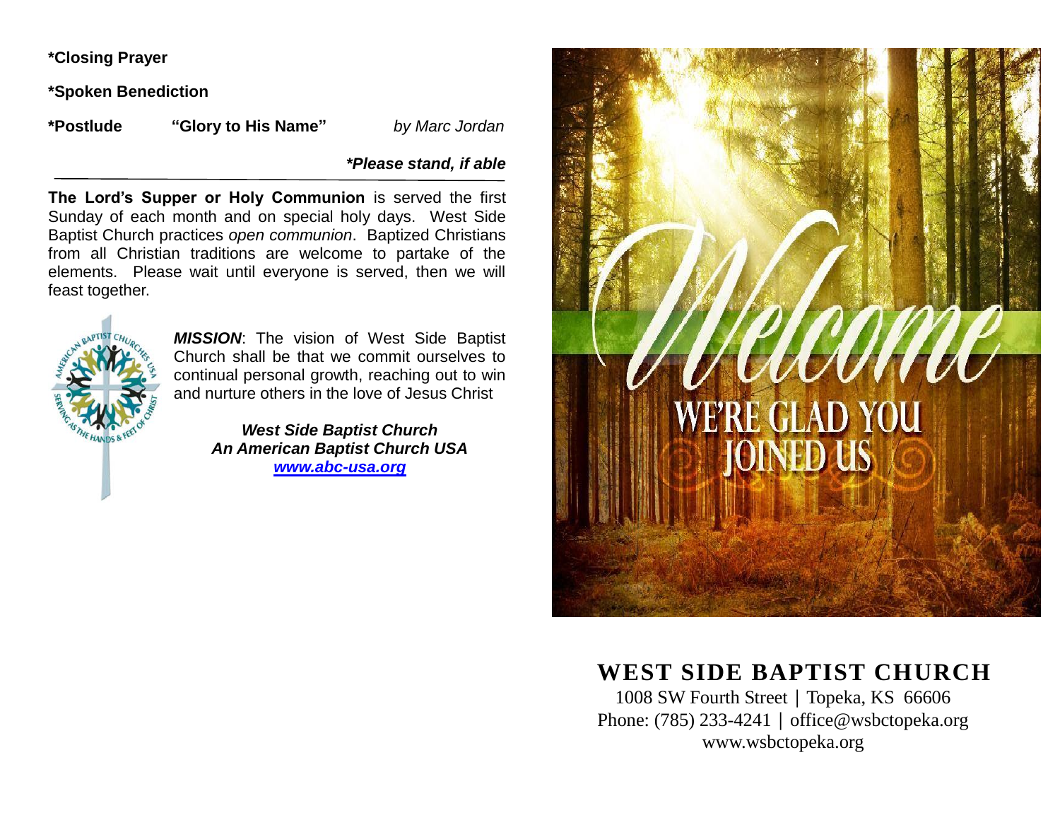**\*Closing Prayer**

**\*Spoken Benediction**

**\*Postlude** **"Glory to His Name"** *by Marc Jordan*

***\*Please stand, if able***

---

**The Lord's Supper or Holy Communion** is served the first Sunday of each month and on special holy days. West Side Baptist Church practices *open communion*. Baptized Christians from all Christian traditions are welcome to partake of the elements. Please wait until everyone is served, then we will feast together.

***MISSION***: The vision of West Side Baptist Church shall be that we commit ourselves to continual personal growth, reaching out to win and nurture others in the love of Jesus Christ

***West Side Baptist Church***
***An American Baptist Church USA***
***www.abc-usa.org***

Welcome
WE'RE GLAD YOU JOINED US

## WEST SIDE BAPTIST CHURCH

1008 SW Fourth Street | Topeka, KS 66606
Phone: (785) 233-4241 | office@wsbctopeka.org
www.wsbctopeka.org